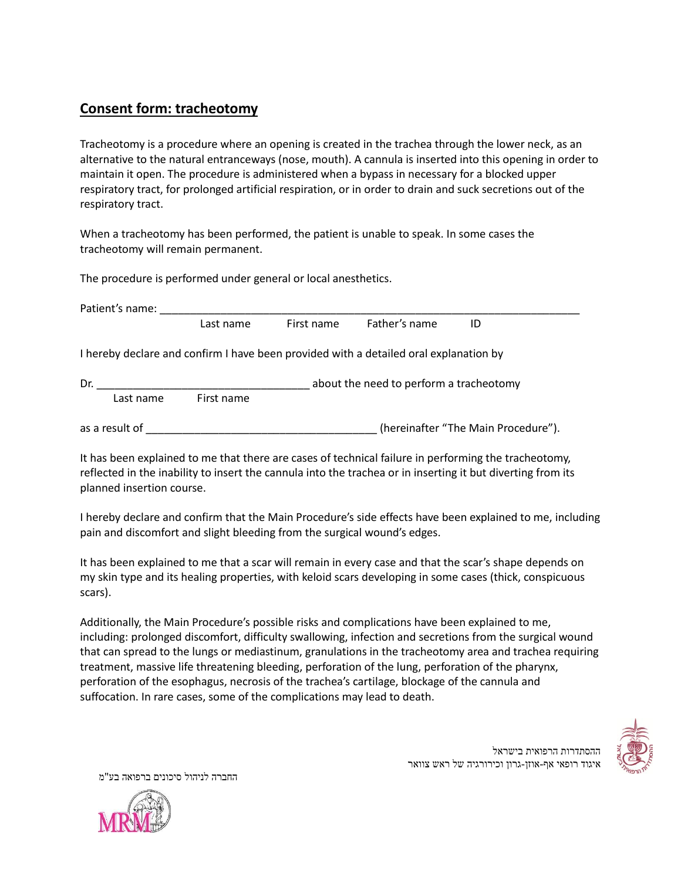## **Consent form: tracheotomy**

Tracheotomy is a procedure where an opening is created in the trachea through the lower neck, as an alternative to the natural entranceways (nose, mouth). A cannula is inserted into this opening in order to maintain it open. The procedure is administered when a bypass in necessary for a blocked upper respiratory tract, for prolonged artificial respiration, or in order to drain and suck secretions out of the respiratory tract.

When a tracheotomy has been performed, the patient is unable to speak. In some cases the tracheotomy will remain permanent.

The procedure is performed under general or local anesthetics.

Patient's name: ___________________________________________________________________________

Last name  First name  Father's name  ID

I hereby declare and confirm I have been provided with a detailed oral explanation by

Dr. ____________________________________ about the need to perform a tracheotomy

Last name  First name

as a result of _______________________________________ (hereinafter "The Main Procedure").

It has been explained to me that there are cases of technical failure in performing the tracheotomy, reflected in the inability to insert the cannula into the trachea or in inserting it but diverting from its planned insertion course.

I hereby declare and confirm that the Main Procedure's side effects have been explained to me, including pain and discomfort and slight bleeding from the surgical wound's edges.

It has been explained to me that a scar will remain in every case and that the scar's shape depends on my skin type and its healing properties, with keloid scars developing in some cases (thick, conspicuous scars).

Additionally, the Main Procedure's possible risks and complications have been explained to me, including: prolonged discomfort, difficulty swallowing, infection and secretions from the surgical wound that can spread to the lungs or mediastinum, granulations in the tracheotomy area and trachea requiring treatment, massive life threatening bleeding, perforation of the lung, perforation of the pharynx, perforation of the esophagus, necrosis of the trachea's cartilage, blockage of the cannula and suffocation. In rare cases, some of the complications may lead to death.

ההסתדרות הרפואית בישראל
איגוד רופאי אף-אוזן-גרון וכירורגיה של ראש צוואר

החברה לניהול סיכונים ברפואה בע"מ

MRM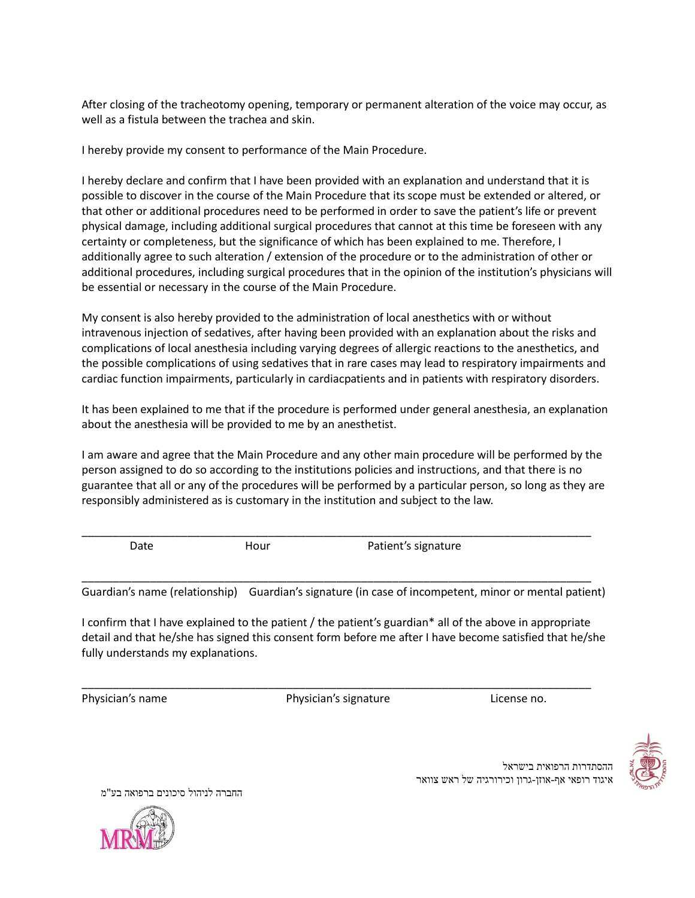After closing of the tracheotomy opening, temporary or permanent alteration of the voice may occur, as well as a fistula between the trachea and skin.

I hereby provide my consent to performance of the Main Procedure.

I hereby declare and confirm that I have been provided with an explanation and understand that it is possible to discover in the course of the Main Procedure that its scope must be extended or altered, or that other or additional procedures need to be performed in order to save the patient's life or prevent physical damage, including additional surgical procedures that cannot at this time be foreseen with any certainty or completeness, but the significance of which has been explained to me. Therefore, I additionally agree to such alteration / extension of the procedure or to the administration of other or additional procedures, including surgical procedures that in the opinion of the institution's physicians will be essential or necessary in the course of the Main Procedure.

My consent is also hereby provided to the administration of local anesthetics with or without intravenous injection of sedatives, after having been provided with an explanation about the risks and complications of local anesthesia including varying degrees of allergic reactions to the anesthetics, and the possible complications of using sedatives that in rare cases may lead to respiratory impairments and cardiac function impairments, particularly in cardiacpatients and in patients with respiratory disorders.

It has been explained to me that if the procedure is performed under general anesthesia, an explanation about the anesthesia will be provided to me by an anesthetist.

I am aware and agree that the Main Procedure and any other main procedure will be performed by the person assigned to do so according to the institutions policies and instructions, and that there is no guarantee that all or any of the procedures will be performed by a particular person, so long as they are responsibly administered as is customary in the institution and subject to the law.

______________________________________________________________________________

Date Hour Patient's signature

______________________________________________________________________________

Guardian's name (relationship) Guardian's signature (in case of incompetent, minor or mental patient)

I confirm that I have explained to the patient / the patient's guardian* all of the above in appropriate detail and that he/she has signed this consent form before me after I have become satisfied that he/she fully understands my explanations.

______________________________________________________________________________

Physician's name Physician's signature License no.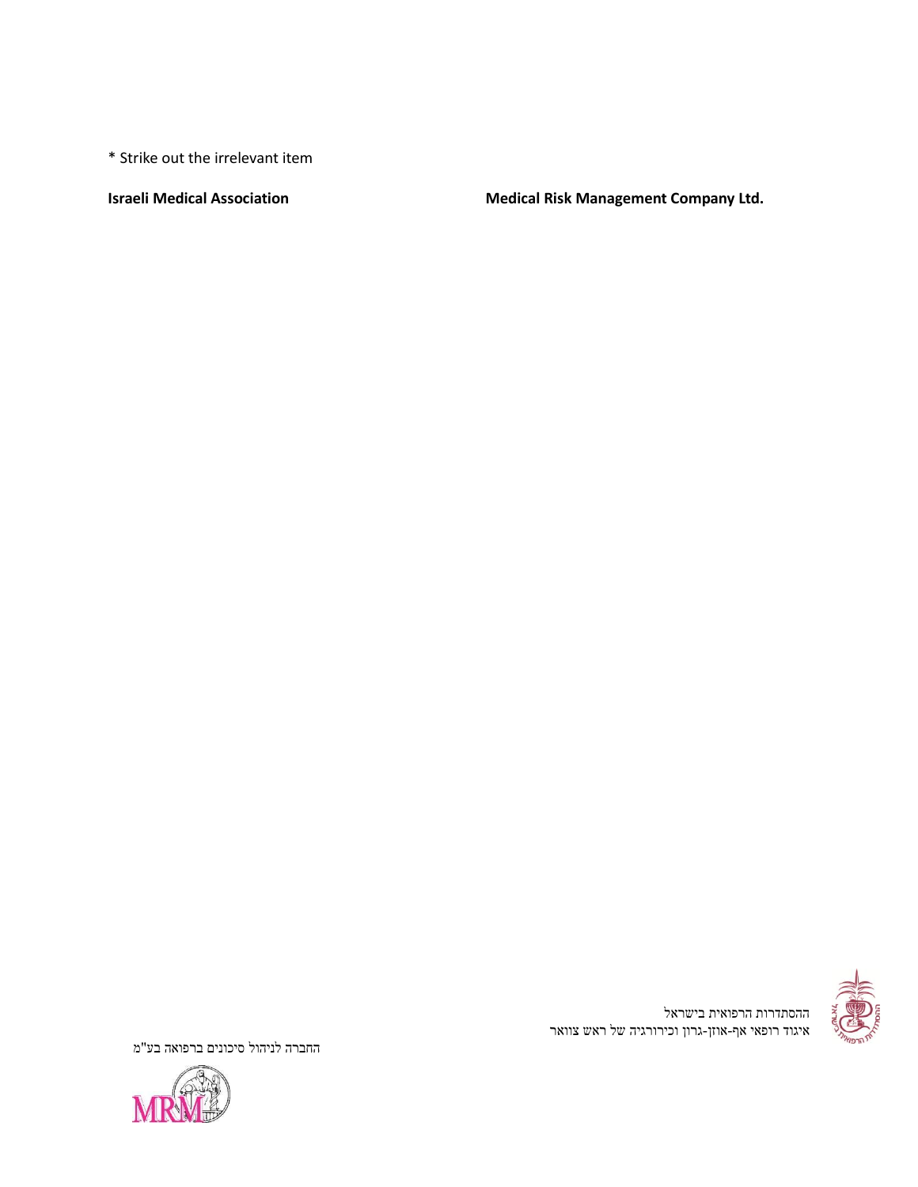* Strike out the irrelevant item

**Israeli Medical Association** **Medical Risk Management Company Ltd.**

ההסתדרות הרפואית בישראל
איגוד רופאי אף-אוזן-גרון וכירורגיה של ראש צוואר

החברה לניהול סיכונים ברפואה בע"מ